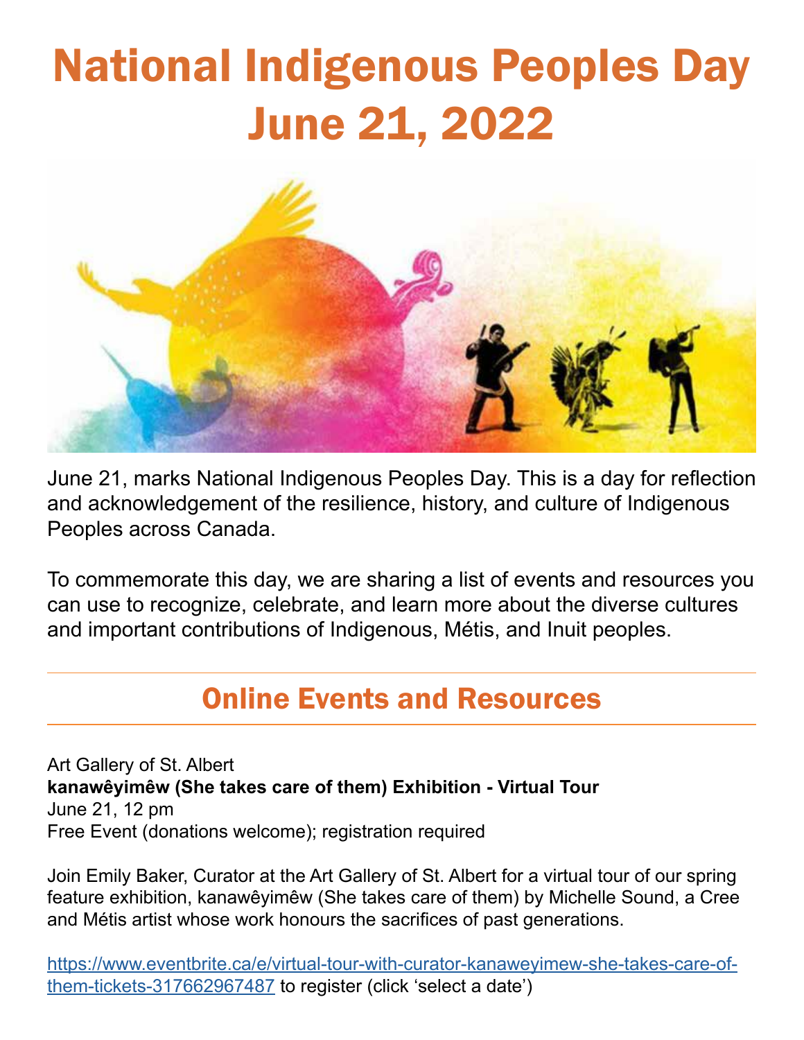# National Indigenous Peoples Day June 21, 2022

June 21, marks National Indigenous Peoples Day. This is a day for reflection and acknowledgement of the resilience, history, and culture of Indigenous Peoples across Canada.

To commemorate this day, we are sharing a list of events and resources you can use to recognize, celebrate, and learn more about the diverse cultures and important contributions of Indigenous, Métis, and Inuit peoples.

## Online Events and Resources

Art Gallery of St. Albert
**kanawêyimêw (She takes care of them) Exhibition - Virtual Tour**
June 21, 12 pm
Free Event (donations welcome); registration required

Join Emily Baker, Curator at the Art Gallery of St. Albert for a virtual tour of our spring feature exhibition, kanawêyimêw (She takes care of them) by Michelle Sound, a Cree and Métis artist whose work honours the sacrifices of past generations.

https://www.eventbrite.ca/e/virtual-tour-with-curator-kanaweyimew-she-takes-care-of-them-tickets-317662967487 to register (click 'select a date')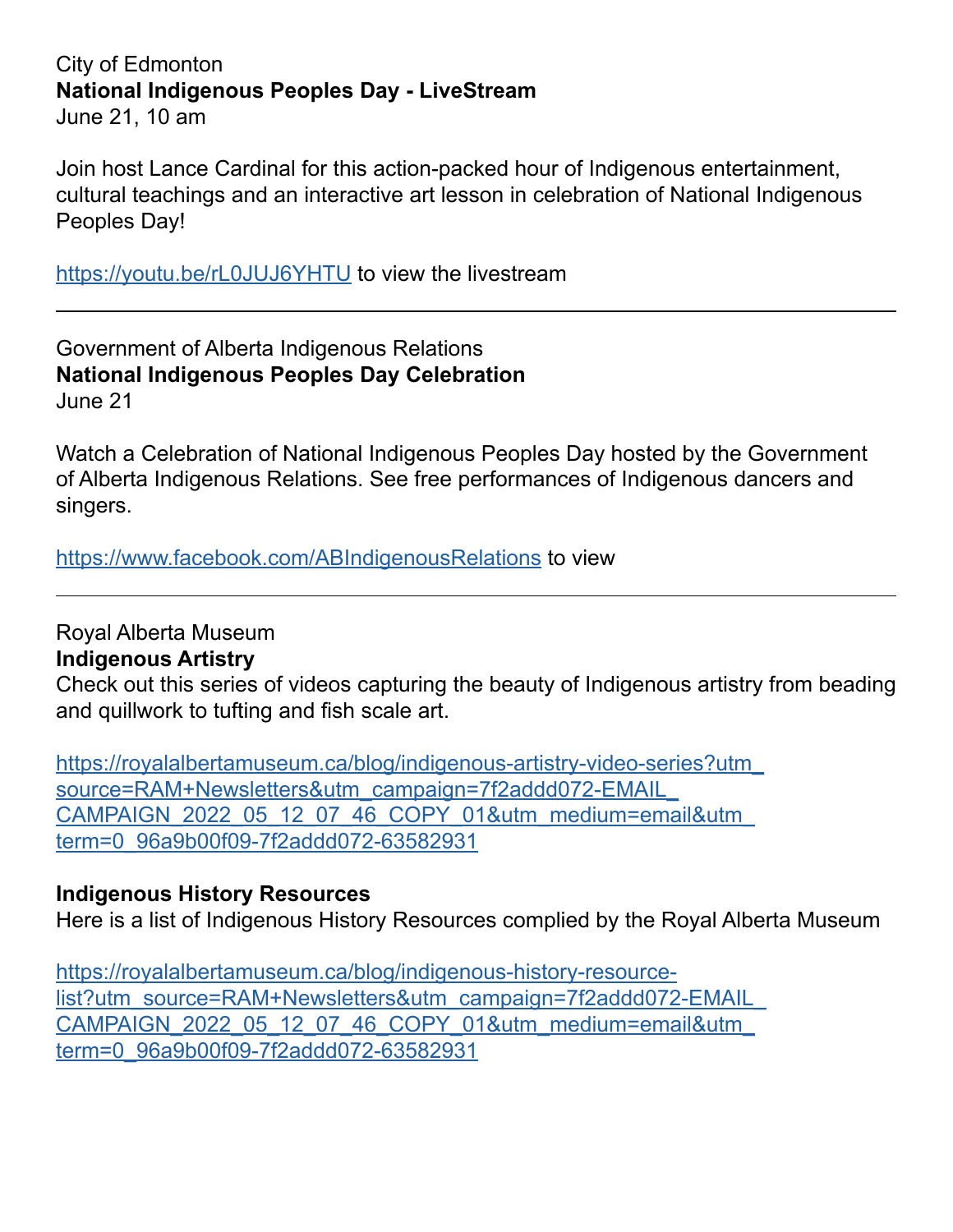City of Edmonton
**National Indigenous Peoples Day - LiveStream**
June 21, 10 am

Join host Lance Cardinal for this action-packed hour of Indigenous entertainment, cultural teachings and an interactive art lesson in celebration of National Indigenous Peoples Day!

https://youtu.be/rL0JUJ6YHTU to view the livestream

---

Government of Alberta Indigenous Relations
**National Indigenous Peoples Day Celebration**
June 21

Watch a Celebration of National Indigenous Peoples Day hosted by the Government of Alberta Indigenous Relations. See free performances of Indigenous dancers and singers.

https://www.facebook.com/ABIndigenousRelations to view

---

Royal Alberta Museum
**Indigenous Artistry**
Check out this series of videos capturing the beauty of Indigenous artistry from beading and quillwork to tufting and fish scale art.

https://royalalbertamuseum.ca/blog/indigenous-artistry-video-series?utm_source=RAM+Newsletters&utm_campaign=7f2addd072-EMAIL_CAMPAIGN_2022_05_12_07_46_COPY_01&utm_medium=email&utm_term=0_96a9b00f09-7f2addd072-63582931

**Indigenous History Resources**
Here is a list of Indigenous History Resources complied by the Royal Alberta Museum

https://royalalbertamuseum.ca/blog/indigenous-history-resource-list?utm_source=RAM+Newsletters&utm_campaign=7f2addd072-EMAIL_CAMPAIGN_2022_05_12_07_46_COPY_01&utm_medium=email&utm_term=0_96a9b00f09-7f2addd072-63582931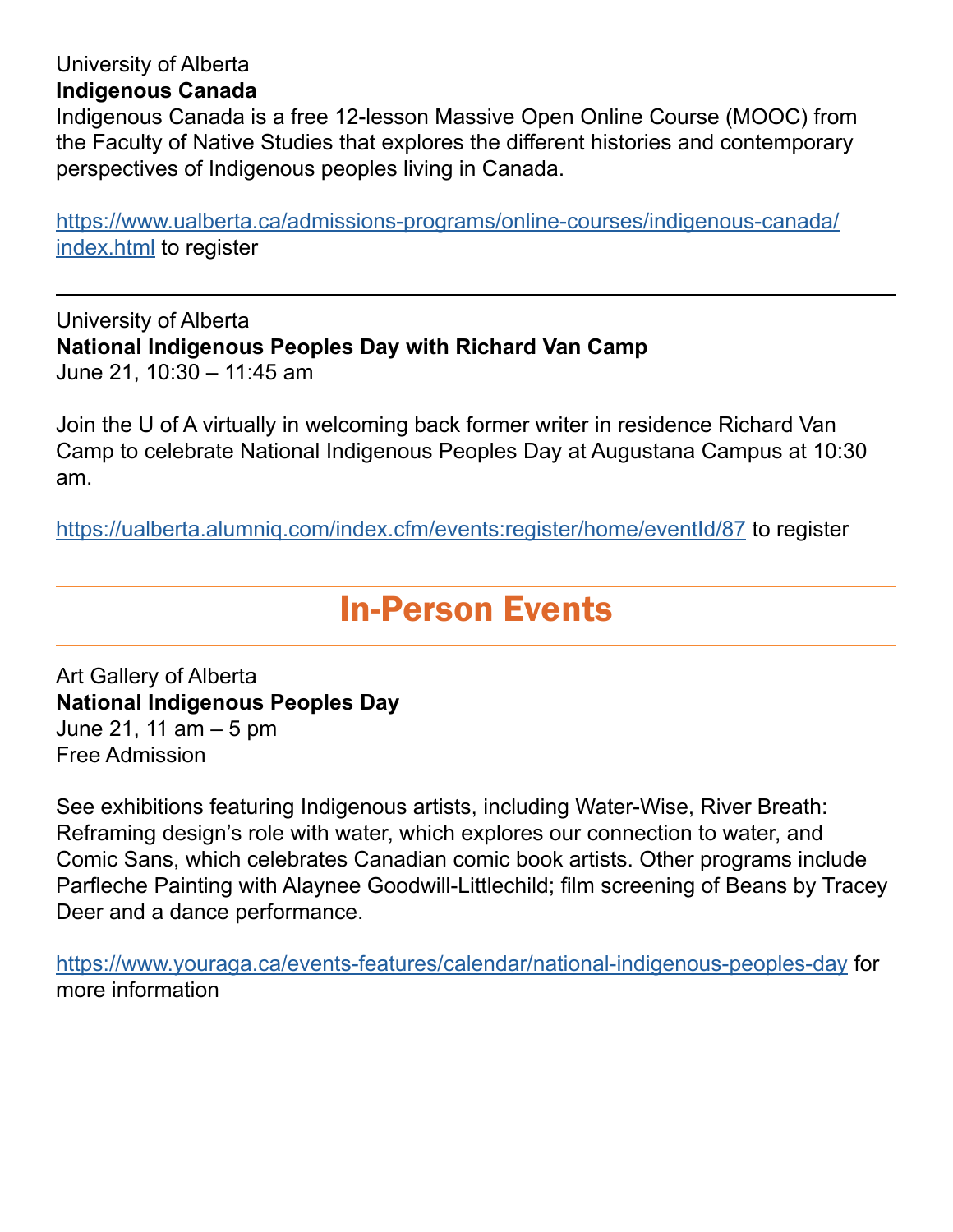University of Alberta

**Indigenous Canada**

Indigenous Canada is a free 12-lesson Massive Open Online Course (MOOC) from the Faculty of Native Studies that explores the different histories and contemporary perspectives of Indigenous peoples living in Canada.

https://www.ualberta.ca/admissions-programs/online-courses/indigenous-canada/index.html to register

---

University of Alberta

**National Indigenous Peoples Day with Richard Van Camp**

June 21, 10:30 – 11:45 am

Join the U of A virtually in welcoming back former writer in residence Richard Van Camp to celebrate National Indigenous Peoples Day at Augustana Campus at 10:30 am.

https://ualberta.alumniq.com/index.cfm/events:register/home/eventId/87 to register

---

## In-Person Events

---

Art Gallery of Alberta

**National Indigenous Peoples Day**

June 21, 11 am – 5 pm

Free Admission

See exhibitions featuring Indigenous artists, including Water-Wise, River Breath: Reframing design's role with water, which explores our connection to water, and Comic Sans, which celebrates Canadian comic book artists. Other programs include Parfleche Painting with Alaynee Goodwill-Littlechild; film screening of Beans by Tracey Deer and a dance performance.

https://www.youraga.ca/events-features/calendar/national-indigenous-peoples-day for more information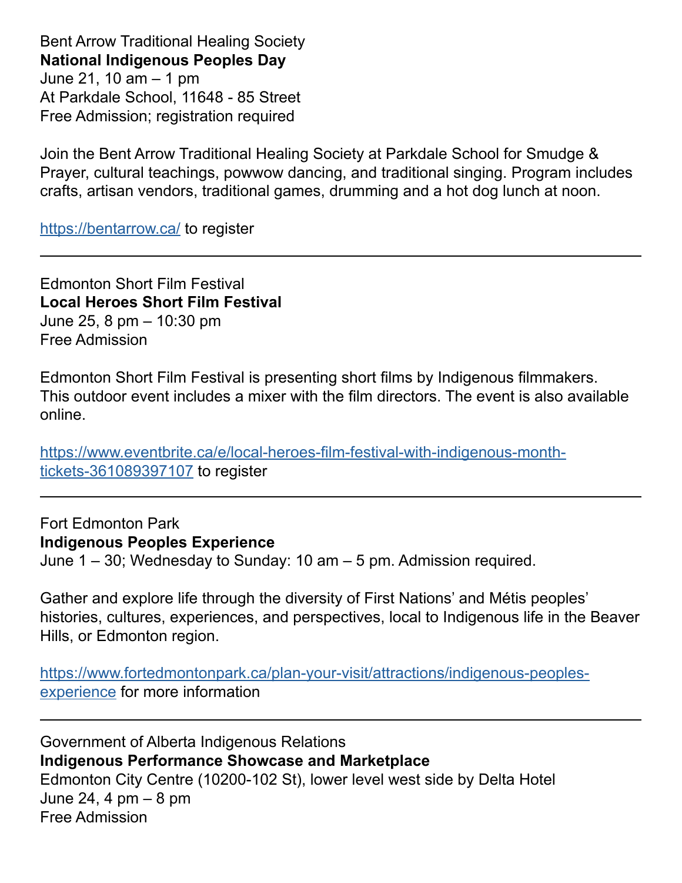Bent Arrow Traditional Healing Society
**National Indigenous Peoples Day**
June 21, 10 am – 1 pm
At Parkdale School, 11648 - 85 Street
Free Admission; registration required

Join the Bent Arrow Traditional Healing Society at Parkdale School for Smudge & Prayer, cultural teachings, powwow dancing, and traditional singing. Program includes crafts, artisan vendors, traditional games, drumming and a hot dog lunch at noon.

https://bentarrow.ca/ to register

---

Edmonton Short Film Festival
**Local Heroes Short Film Festival**
June 25, 8 pm – 10:30 pm
Free Admission

Edmonton Short Film Festival is presenting short films by Indigenous filmmakers. This outdoor event includes a mixer with the film directors. The event is also available online.

https://www.eventbrite.ca/e/local-heroes-film-festival-with-indigenous-month-tickets-361089397107 to register

---

Fort Edmonton Park
**Indigenous Peoples Experience**
June 1 – 30; Wednesday to Sunday: 10 am – 5 pm. Admission required.

Gather and explore life through the diversity of First Nations' and Métis peoples' histories, cultures, experiences, and perspectives, local to Indigenous life in the Beaver Hills, or Edmonton region.

https://www.fortedmontonpark.ca/plan-your-visit/attractions/indigenous-peoples-experience for more information

---

Government of Alberta Indigenous Relations
**Indigenous Performance Showcase and Marketplace**
Edmonton City Centre (10200-102 St), lower level west side by Delta Hotel
June 24, 4 pm – 8 pm
Free Admission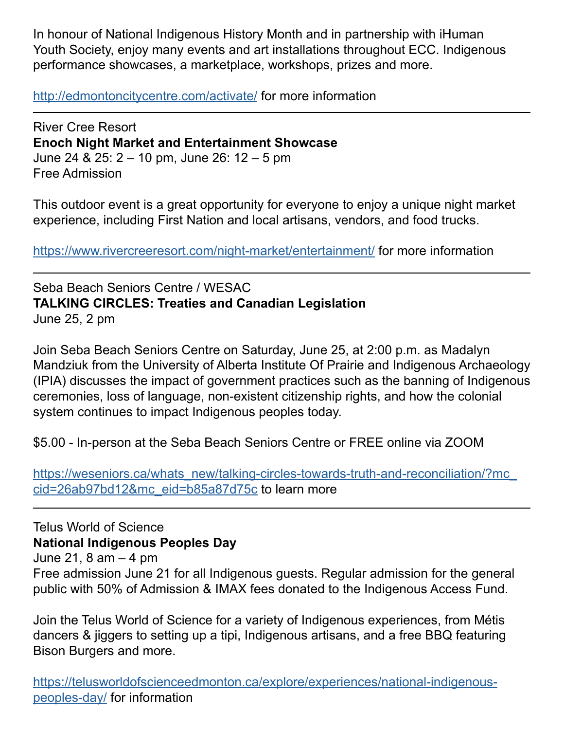In honour of National Indigenous History Month and in partnership with iHuman Youth Society, enjoy many events and art installations throughout ECC. Indigenous performance showcases, a marketplace, workshops, prizes and more.

http://edmontoncitycentre.com/activate/ for more information

---

River Cree Resort
**Enoch Night Market and Entertainment Showcase**
June 24 & 25: 2 – 10 pm, June 26: 12 – 5 pm
Free Admission

This outdoor event is a great opportunity for everyone to enjoy a unique night market experience, including First Nation and local artisans, vendors, and food trucks.

https://www.rivercreeresort.com/night-market/entertainment/ for more information

---

Seba Beach Seniors Centre / WESAC
**TALKING CIRCLES: Treaties and Canadian Legislation**
June 25, 2 pm

Join Seba Beach Seniors Centre on Saturday, June 25, at 2:00 p.m. as Madalyn Mandziuk from the University of Alberta Institute Of Prairie and Indigenous Archaeology (IPIA) discusses the impact of government practices such as the banning of Indigenous ceremonies, loss of language, non-existent citizenship rights, and how the colonial system continues to impact Indigenous peoples today.

$5.00 - In-person at the Seba Beach Seniors Centre or FREE online via ZOOM

https://weseniors.ca/whats_new/talking-circles-towards-truth-and-reconciliation/?mc_cid=26ab97bd12&mc_eid=b85a87d75c to learn more

---

Telus World of Science
**National Indigenous Peoples Day**
June 21, 8 am – 4 pm
Free admission June 21 for all Indigenous guests. Regular admission for the general public with 50% of Admission & IMAX fees donated to the Indigenous Access Fund.

Join the Telus World of Science for a variety of Indigenous experiences, from Métis dancers & jiggers to setting up a tipi, Indigenous artisans, and a free BBQ featuring Bison Burgers and more.

https://telusworldofscienceedmonton.ca/explore/experiences/national-indigenous-peoples-day/ for information